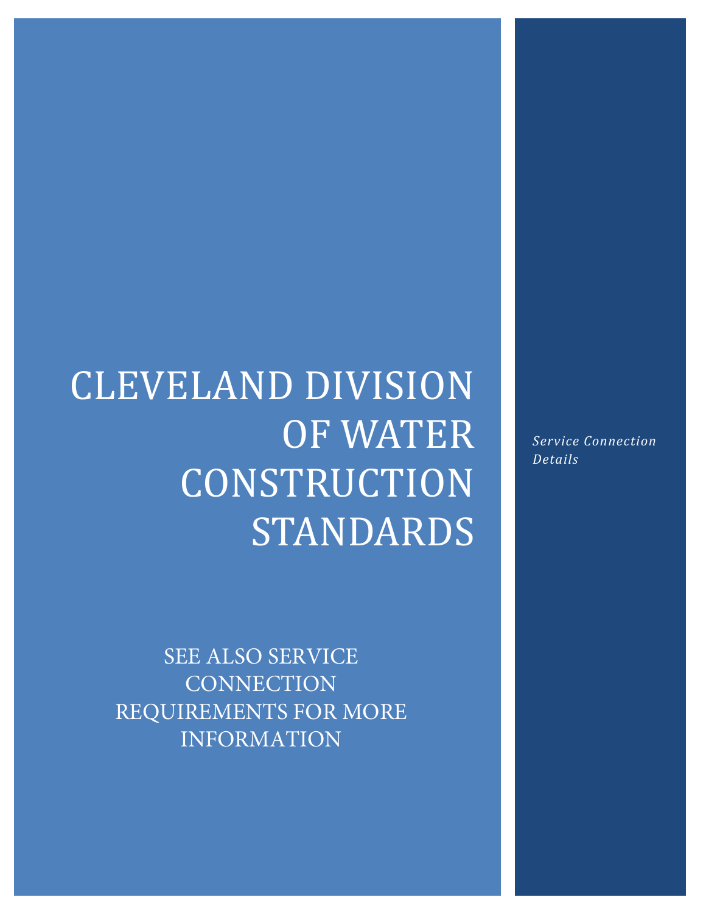# CLEVELAND DIVISION OF WATER CONSTRUCTION STANDARDS

SEE ALSO SERVICE CONNECTION REQUIREMENTS FOR MORE INFORMATION

*Service Connection Details*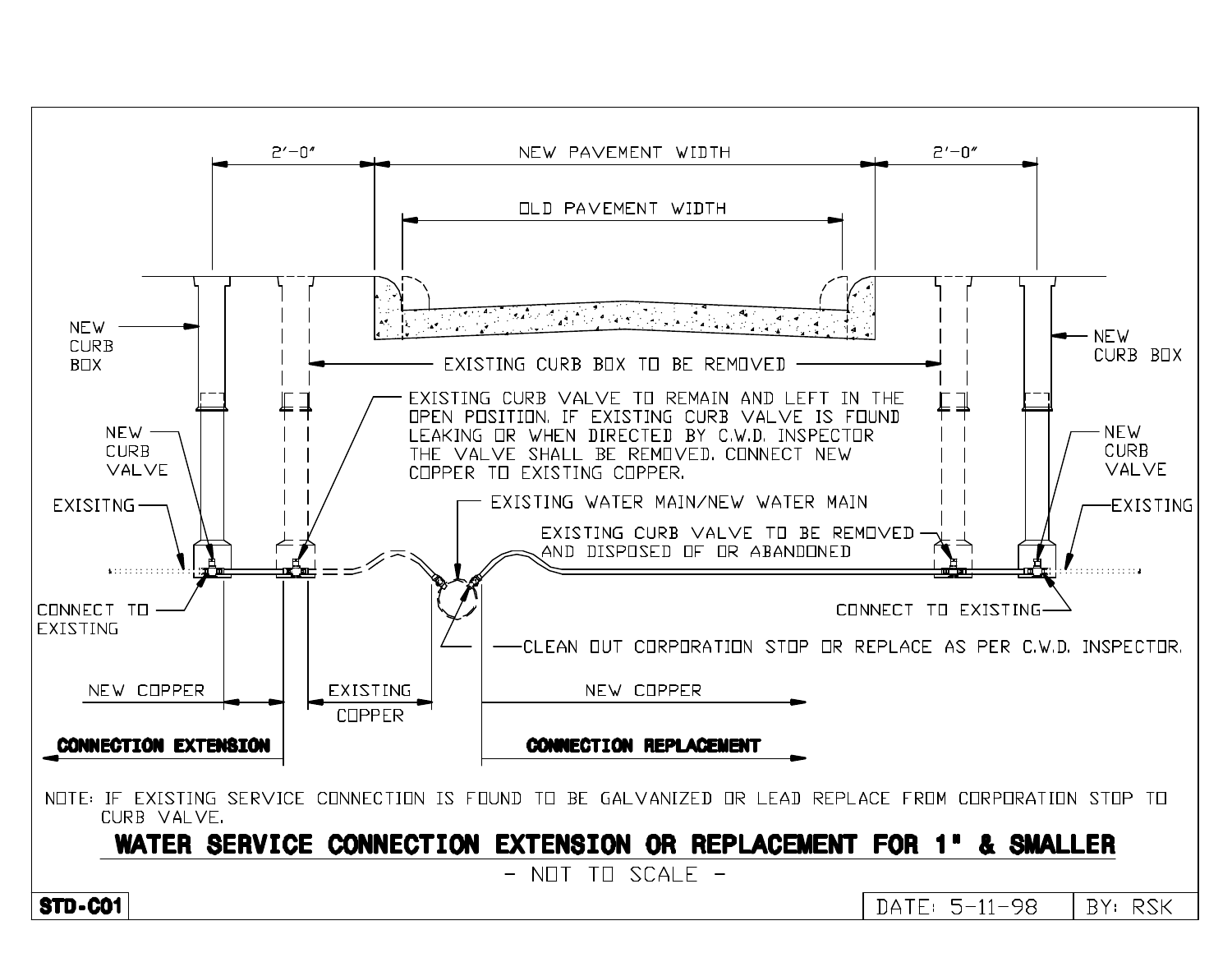2'-0"

NEW PAVEMENT WIDTH

2'-0"

OLD PAVEMENT WIDTH

NEW CURB BOX

NEW CURB BOX

EXISTING CURB BOX TO BE REMOVED

NEW CURB VALVE

EXISTING CURB VALVE TO REMAIN AND LEFT IN THE OPEN POSITION. IF EXISTING CURB VALVE IS FOUND LEAKING OR WHEN DIRECTED BY C.W.D. INSPECTOR THE VALVE SHALL BE REMOVED. CONNECT NEW COPPER TO EXISTING COPPER.

NEW CURB VALVE

EXISITNG

EXISTING WATER MAIN/NEW WATER MAIN

EXISTING

EXISTING CURB VALVE TO BE REMOVED AND DISPOSED OF OR ABANDONED

CONNECT TO EXISTING

CONNECT TO EXISTING

CLEAN OUT CORPORATION STOP OR REPLACE AS PER C.W.D. INSPECTOR.

NEW COPPER

EXISTING COPPER

NEW COPPER

**CONNECTION EXTENSION**

**CONNECTION REPLACEMENT**

NOTE: IF EXISTING SERVICE CONNECTION IS FOUND TO BE GALVANIZED OR LEAD REPLACE FROM CORPORATION STOP TO CURB VALVE.

# WATER SERVICE CONNECTION EXTENSION OR REPLACEMENT FOR 1" & SMALLER

\- NOT TO SCALE -

**STD-C01**

DATE: 5-11-98

BY: RSK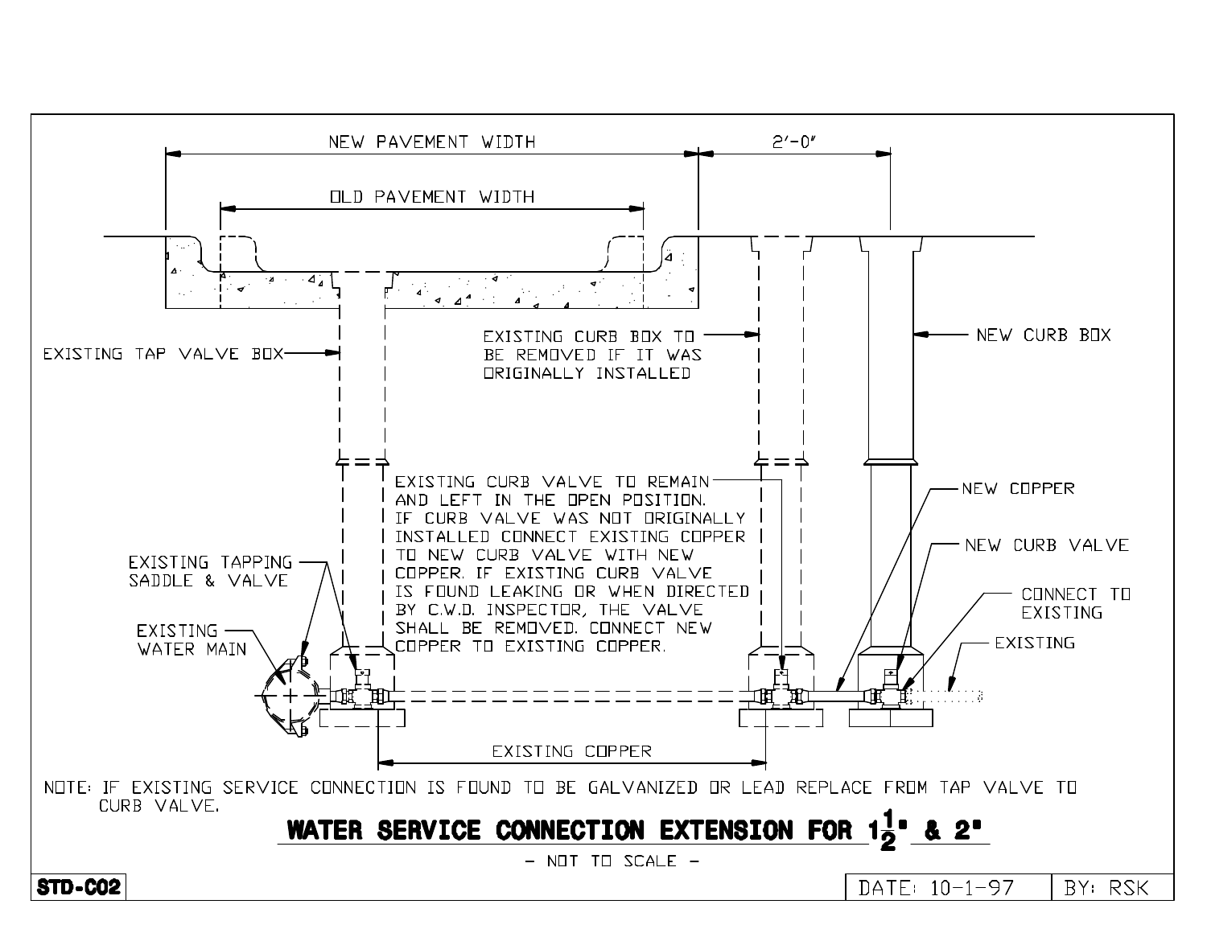NEW PAVEMENT WIDTH

2'-0"

OLD PAVEMENT WIDTH

EXISTING TAP VALVE BOX

EXISTING CURB BOX TO BE REMOVED IF IT WAS ORIGINALLY INSTALLED

NEW CURB BOX

EXISTING CURB VALVE TO REMAIN AND LEFT IN THE OPEN POSITION. IF CURB VALVE WAS NOT ORIGINALLY INSTALLED CONNECT EXISTING COPPER TO NEW CURB VALVE WITH NEW COPPER. IF EXISTING CURB VALVE IS FOUND LEAKING OR WHEN DIRECTED BY C.W.D. INSPECTOR, THE VALVE SHALL BE REMOVED. CONNECT NEW COPPER TO EXISTING COPPER.

NEW COPPER

NEW CURB VALVE

CONNECT TO EXISTING

EXISTING

EXISTING TAPPING SADDLE & VALVE

EXISTING WATER MAIN

EXISTING COPPER

NOTE: IF EXISTING SERVICE CONNECTION IS FOUND TO BE GALVANIZED OR LEAD REPLACE FROM TAP VALVE TO CURB VALVE.

## WATER SERVICE CONNECTION EXTENSION FOR 1½" & 2"

- NOT TO SCALE -

STD-C02

DATE: 10-1-97

BY: RSK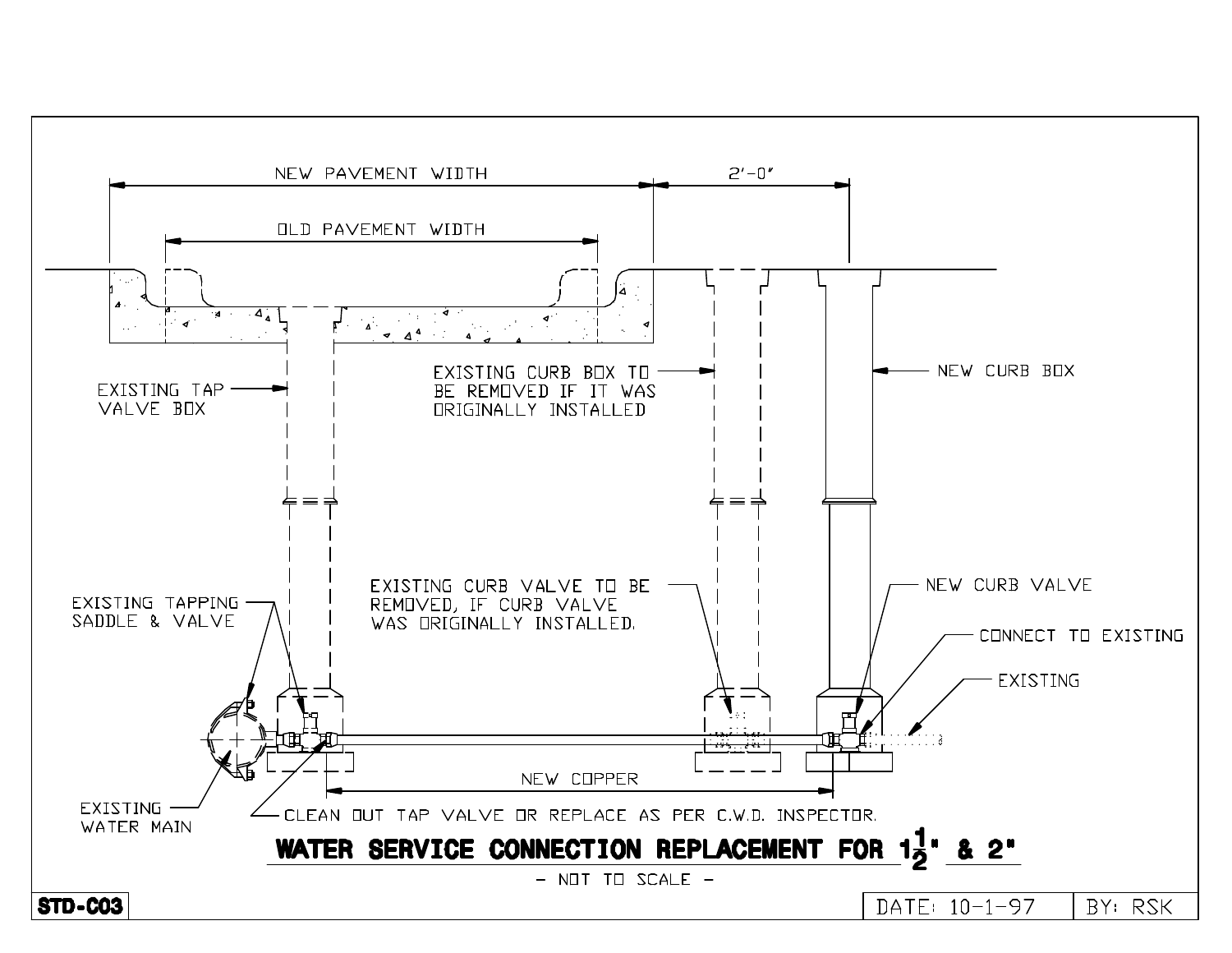NEW PAVEMENT WIDTH

2'-0"

OLD PAVEMENT WIDTH

EXISTING TAP VALVE BOX

EXISTING CURB BOX TO BE REMOVED IF IT WAS ORIGINALLY INSTALLED

NEW CURB BOX

EXISTING TAPPING SADDLE & VALVE

EXISTING CURB VALVE TO BE REMOVED, IF CURB VALVE WAS ORIGINALLY INSTALLED.

NEW CURB VALVE

CONNECT TO EXISTING

EXISTING

NEW COPPER

EXISTING WATER MAIN

CLEAN OUT TAP VALVE OR REPLACE AS PER C.W.D. INSPECTOR.

# WATER SERVICE CONNECTION REPLACEMENT FOR 1½" & 2"

- NOT TO SCALE -

STD-C03

DATE: 10-1-97

BY: RSK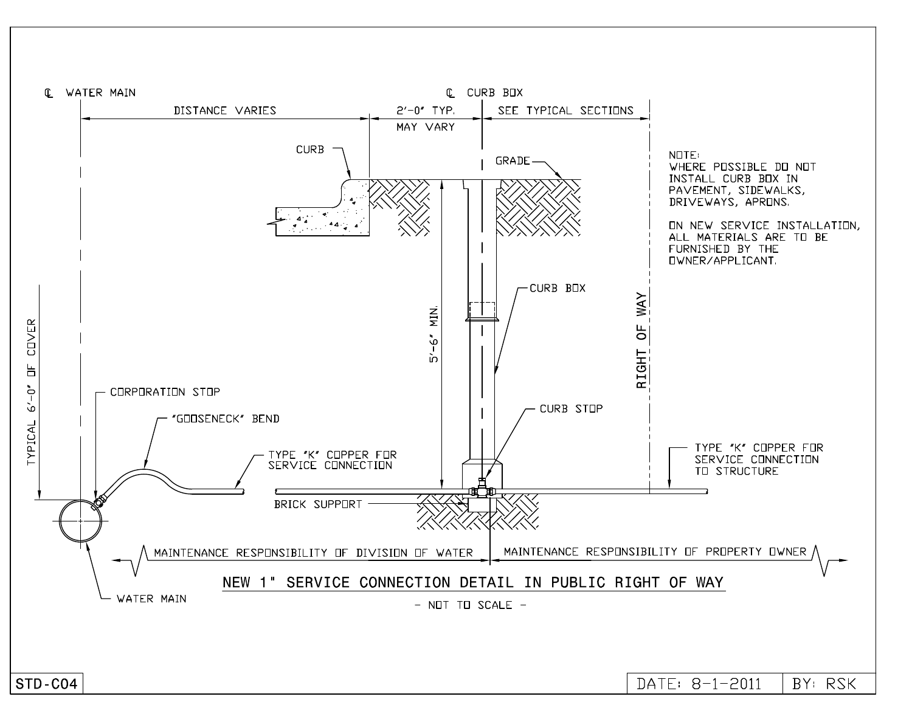℄ WATER MAIN

℄ CURB BOX

DISTANCE VARIES

2'-0" TYP.
MAY VARY

SEE TYPICAL SECTIONS

CURB

GRADE

NOTE:
WHERE POSSIBLE DO NOT INSTALL CURB BOX IN PAVEMENT, SIDEWALKS, DRIVEWAYS, APRONS.

ON NEW SERVICE INSTALLATION, ALL MATERIALS ARE TO BE FURNISHED BY THE OWNER/APPLICANT.

CURB BOX

5'-6" MIN.

RIGHT OF WAY

TYPICAL 6'-0" OF COVER

CORPORATION STOP

"GOOSENECK" BEND

CURB STOP

TYPE "K" COPPER FOR SERVICE CONNECTION

TYPE "K" COPPER FOR SERVICE CONNECTION TO STRUCTURE

BRICK SUPPORT

MAINTENANCE RESPONSIBILITY OF DIVISION OF WATER

MAINTENANCE RESPONSIBILITY OF PROPERTY OWNER

WATER MAIN

## NEW 1" SERVICE CONNECTION DETAIL IN PUBLIC RIGHT OF WAY

- NOT TO SCALE -

STD-C04

DATE: 8-1-2011

BY: RSK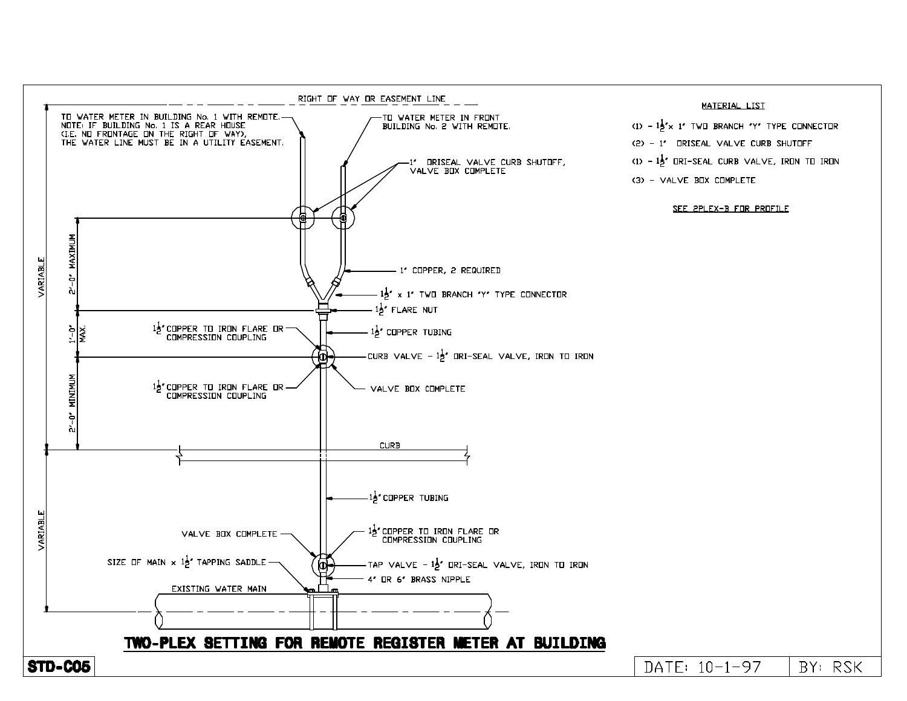RIGHT OF WAY OR EASEMENT LINE

TO WATER METER IN BUILDING No. 1 WITH REMOTE.
NOTE: IF BUILDING No. 1 IS A REAR HOUSE
(I.E. NO FRONTAGE ON THE RIGHT OF WAY),
THE WATER LINE MUST BE IN A UTILITY EASEMENT.

TO WATER METER IN FRONT
BUILDING No. 2 WITH REMOTE.

1" ORISEAL VALVE CURB SHUTOFF,
VALVE BOX COMPLETE

1" COPPER, 2 REQUIRED

1½" x 1" TWO BRANCH "Y" TYPE CONNECTOR

1½" FLARE NUT

1½" COPPER TO IRON FLARE OR
COMPRESSION COUPLING

1½" COPPER TUBING

CURB VALVE – 1½" ORI-SEAL VALVE, IRON TO IRON

1½" COPPER TO IRON FLARE OR
COMPRESSION COUPLING

VALVE BOX COMPLETE

VARIABLE

2'-0" MAXIMUM

1'-0" MAX.

2'-0" MINIMUM

CURB

1½" COPPER TUBING

VALVE BOX COMPLETE

1½" COPPER TO IRON FLARE OR
COMPRESSION COUPLING

SIZE OF MAIN x 1½" TAPPING SADDLE

TAP VALVE – 1½" ORI-SEAL VALVE, IRON TO IRON

4" OR 6" BRASS NIPPLE

EXISTING WATER MAIN

VARIABLE

MATERIAL LIST

(1) – 1½" x 1" TWO BRANCH "Y" TYPE CONNECTOR

(2) – 1" ORISEAL VALVE CURB SHUTOFF

(1) – 1½" ORI-SEAL CURB VALVE, IRON TO IRON

(3) – VALVE BOX COMPLETE

SEE 2PLEX-B FOR PROFILE

**TWO-PLEX SETTING FOR REMOTE REGISTER METER AT BUILDING**

**STD-C05**

DATE: 10-1-97

BY: RSK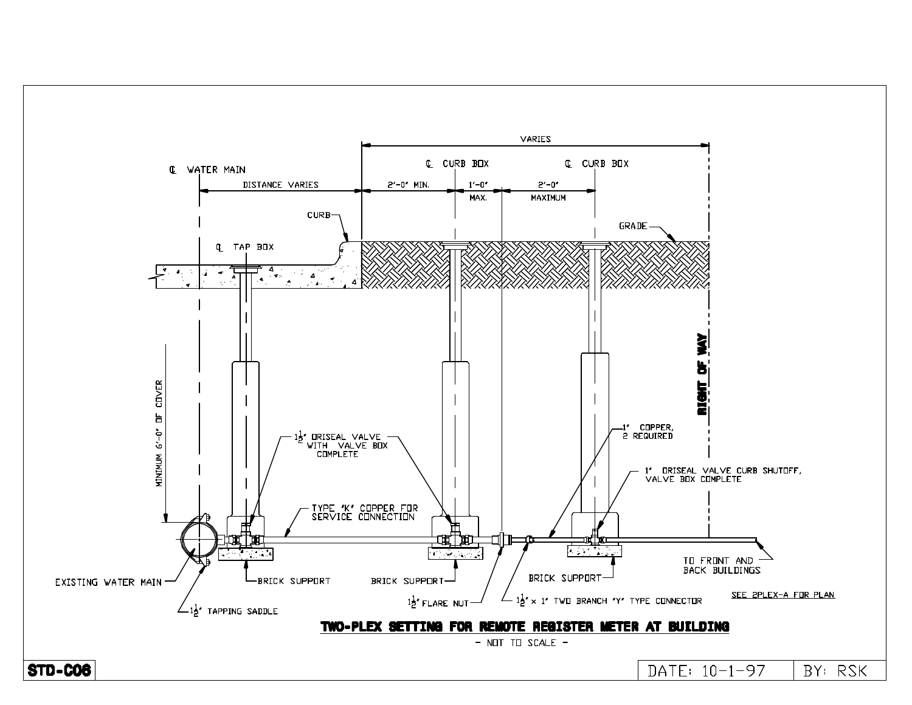℄ WATER MAIN

DISTANCE VARIES

VARIES

℄ CURB BOX

℄ CURB BOX

2'-0" MIN.

1'-0" MAX.

2'-0" MAXIMUM

CURB

GRADE

℄ TAP BOX

RIGHT OF WAY

MINIMUM 6'-0" OF COVER

1½" ORISEAL VALVE WITH VALVE BOX COMPLETE

1" COPPER, 2 REQUIRED

1" ORISEAL VALVE CURB SHUTOFF, VALVE BOX COMPLETE

TYPE "K" COPPER FOR SERVICE CONNECTION

EXISTING WATER MAIN

BRICK SUPPORT

BRICK SUPPORT

BRICK SUPPORT

TO FRONT AND BACK BUILDINGS

1½" TAPPING SADDLE

1½" FLARE NUT

1½" x 1" TWO BRANCH "Y" TYPE CONNECTOR

SEE 2PLEX-A FOR PLAN

**TWO-PLEX SETTING FOR REMOTE REGISTER METER AT BUILDING**

- NOT TO SCALE -

**STD-C06**

DATE: 10-1-97

BY: RSK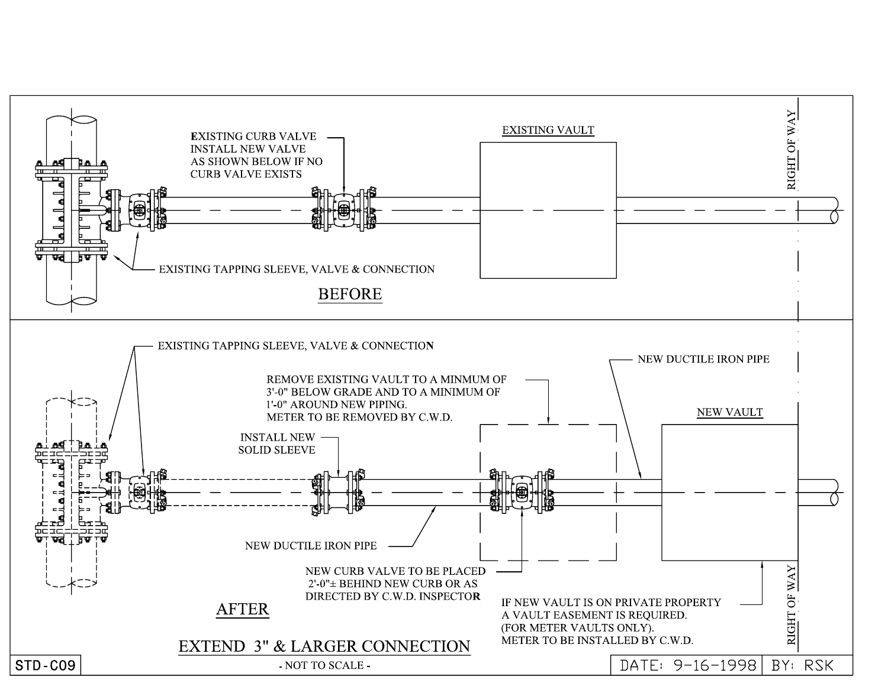## BEFORE

EXISTING CURB VALVE
INSTALL NEW VALVE
AS SHOWN BELOW IF NO
CURB VALVE EXISTS

EXISTING VAULT

RIGHT OF WAY

EXISTING TAPPING SLEEVE, VALVE & CONNECTION

## AFTER

EXISTING TAPPING SLEEVE, VALVE & CONNECTION

NEW DUCTILE IRON PIPE

REMOVE EXISTING VAULT TO A MINMUM OF
3'-0" BELOW GRADE AND TO A MINIMUM OF
1'-0" AROUND NEW PIPING.
METER TO BE REMOVED BY C.W.D.

NEW VAULT

INSTALL NEW
SOLID SLEEVE

NEW DUCTILE IRON PIPE

NEW CURB VALVE TO BE PLACED
2'-0"± BEHIND NEW CURB OR AS
DIRECTED BY C.W.D. INSPECTOR

IF NEW VAULT IS ON PRIVATE PROPERTY
A VAULT EASEMENT IS REQUIRED.
(FOR METER VAULTS ONLY).
METER TO BE INSTALLED BY C.W.D.

RIGHT OF WAY

# EXTEND 3" & LARGER CONNECTION

- NOT TO SCALE -

STD-C09

DATE: 9-16-1998 | BY: RSK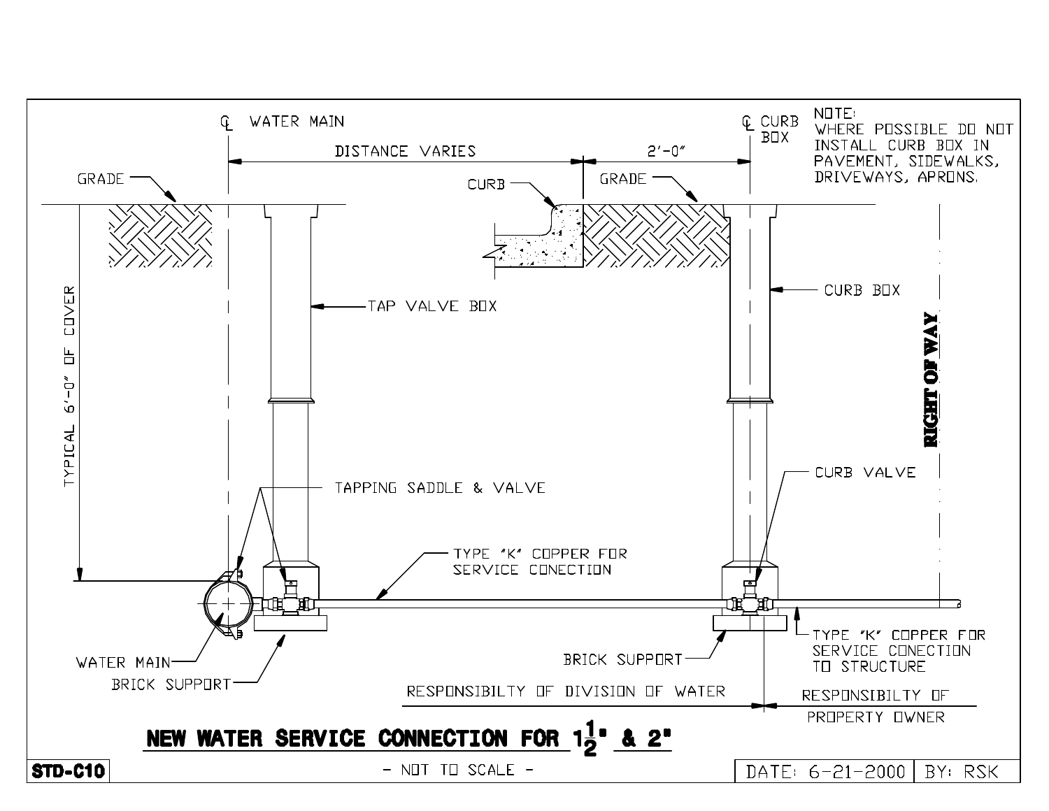# NEW WATER SERVICE CONNECTION FOR $1\frac{1}{2}$" & 2"

℄ WATER MAIN

℄ CURB BOX

DISTANCE VARIES

2'-0"

NOTE:
WHERE POSSIBLE DO NOT INSTALL CURB BOX IN PAVEMENT, SIDEWALKS, DRIVEWAYS, APRONS.

GRADE

CURB

GRADE

TAP VALVE BOX

CURB BOX

TYPICAL 6'-0" OF COVER

RIGHT OF WAY

TAPPING SADDLE & VALVE

CURB VALVE

TYPE "K" COPPER FOR SERVICE CONECTION

WATER MAIN

BRICK SUPPORT

BRICK SUPPORT

TYPE "K" COPPER FOR SERVICE CONECTION TO STRUCTURE

RESPONSIBILTY OF DIVISION OF WATER

RESPONSIBILTY OF PROPERTY OWNER

- NOT TO SCALE -

STD-C10

DATE: 6-21-2000

BY: RSK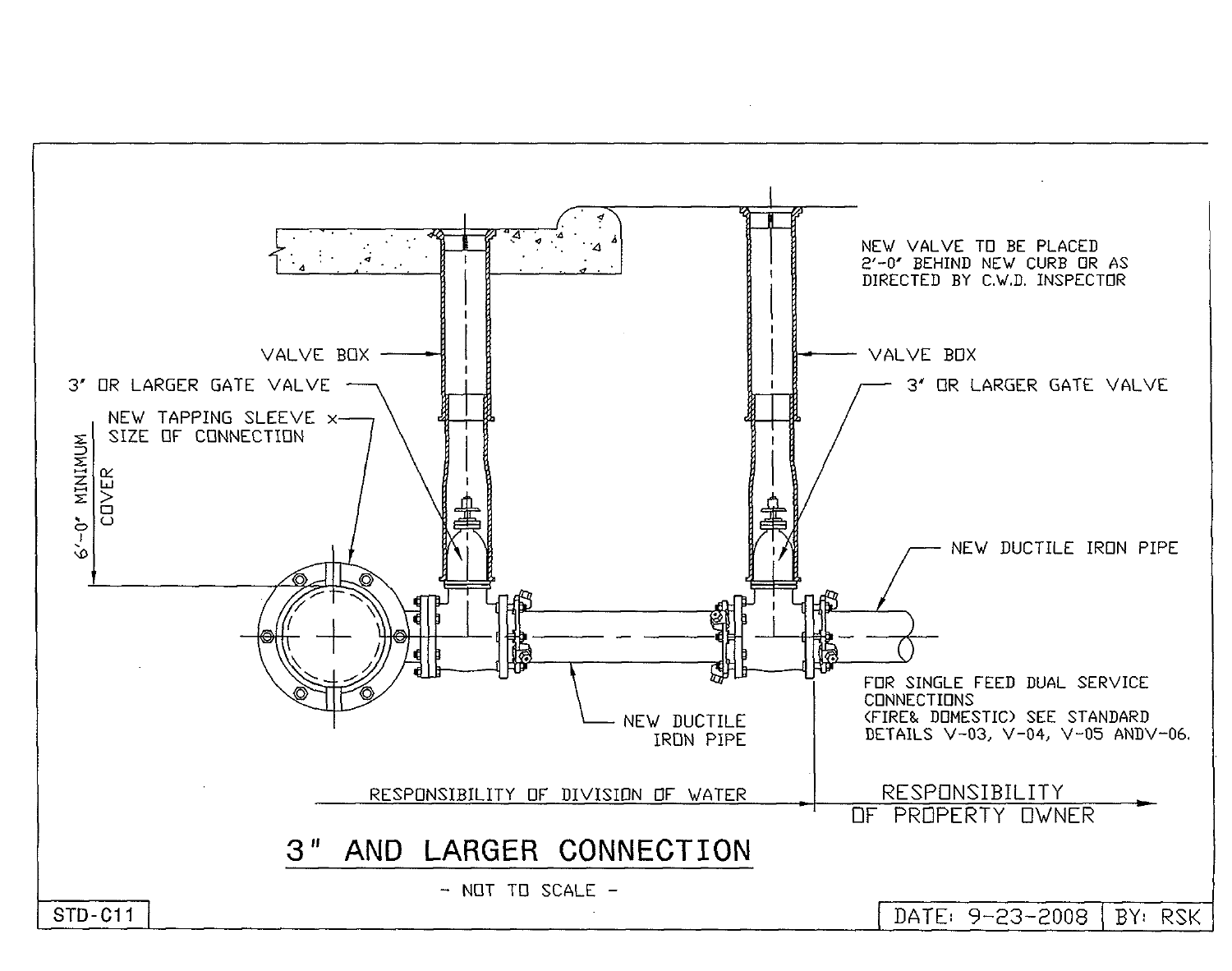NEW VALVE TO BE PLACED 2'-0" BEHIND NEW CURB OR AS DIRECTED BY C.W.D. INSPECTOR

VALVE BOX

VALVE BOX

3" OR LARGER GATE VALVE

3" OR LARGER GATE VALVE

NEW TAPPING SLEEVE x SIZE OF CONNECTION

6'-0" MINIMUM COVER

NEW DUCTILE IRON PIPE

NEW DUCTILE IRON PIPE

FOR SINGLE FEED DUAL SERVICE CONNECTIONS (FIRE& DOMESTIC) SEE STANDARD DETAILS V-03, V-04, V-05 ANDV-06.

RESPONSIBILITY OF DIVISION OF WATER

RESPONSIBILITY OF PROPERTY OWNER

# 3" AND LARGER CONNECTION

- NOT TO SCALE -

STD-C11

DATE: 9-23-2008 | BY: RSK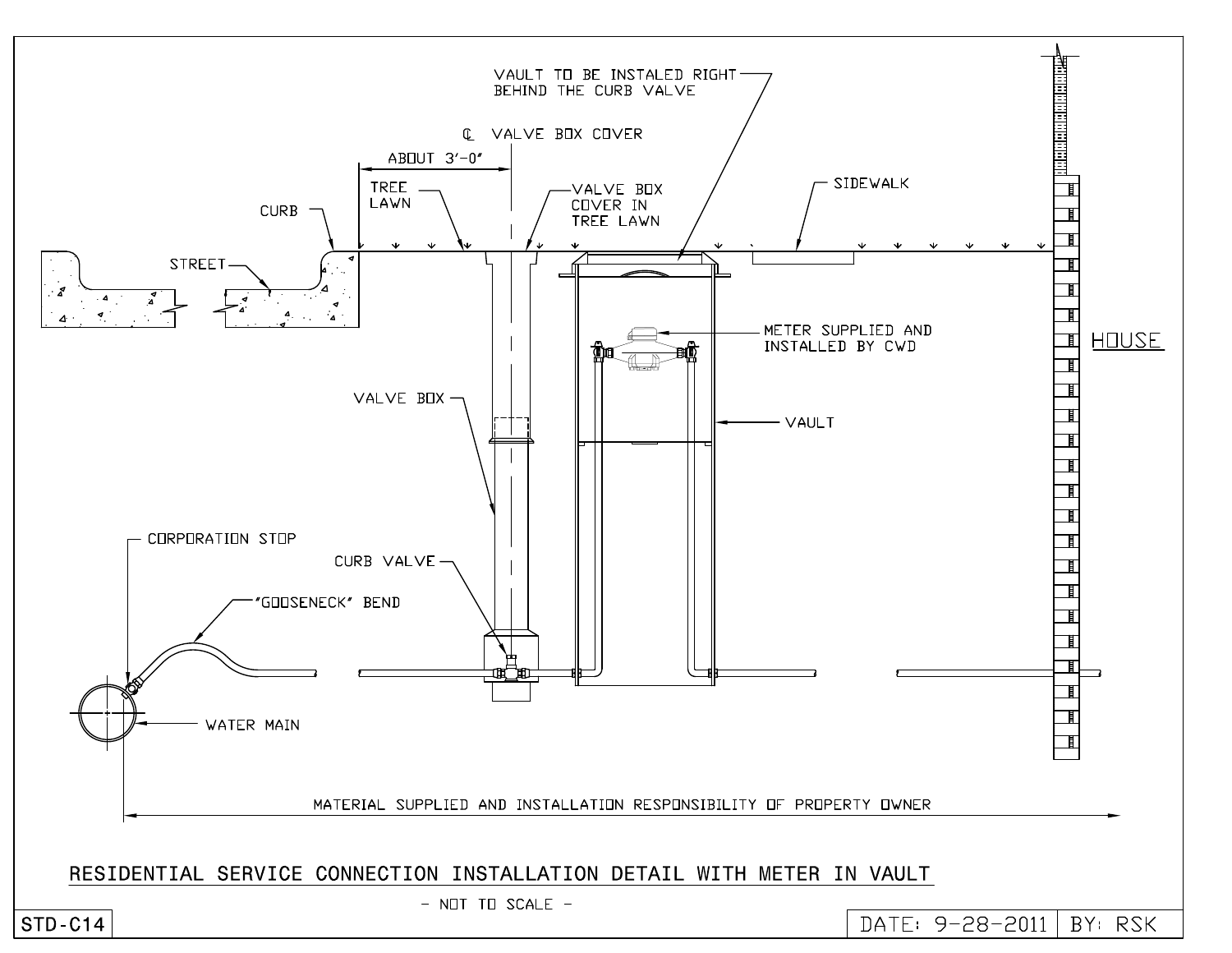VAULT TO BE INSTALED RIGHT BEHIND THE CURB VALVE

℄ VALVE BOX COVER

ABOUT 3'-0"

TREE LAWN

VALVE BOX COVER IN TREE LAWN

SIDEWALK

CURB

STREET

METER SUPPLIED AND INSTALLED BY CWD

HOUSE

VALVE BOX

VAULT

CORPORATION STOP

CURB VALVE

"GOOSENECK" BEND

WATER MAIN

MATERIAL SUPPLIED AND INSTALLATION RESPONSIBILITY OF PROPERTY OWNER

RESIDENTIAL SERVICE CONNECTION INSTALLATION DETAIL WITH METER IN VAULT

- NOT TO SCALE -

STD-C14

DATE: 9-28-2011 BY: RSK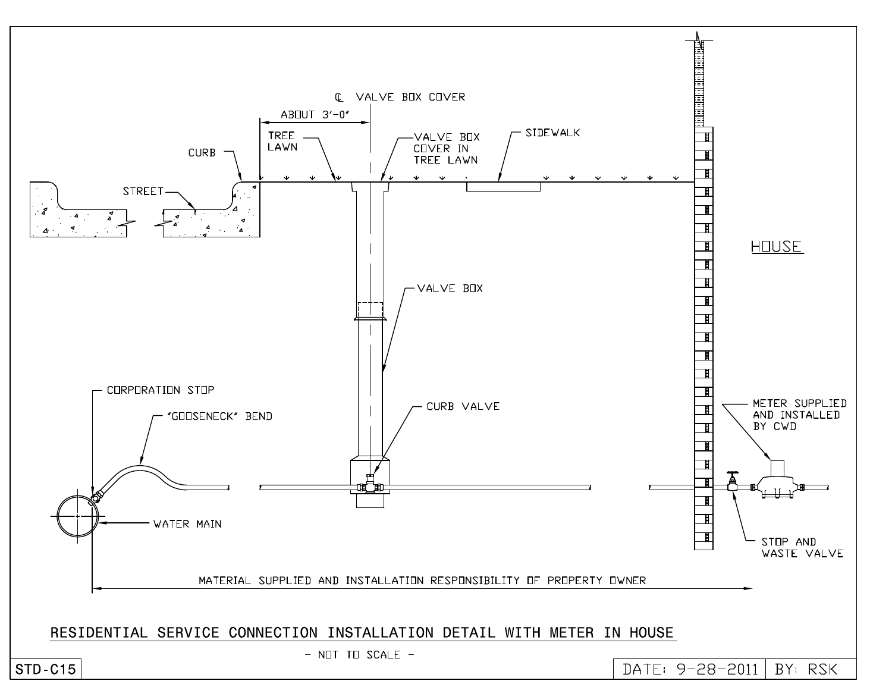℄ VALVE BOX COVER

ABOUT 3'-0"

TREE LAWN

VALVE BOX COVER IN TREE LAWN

SIDEWALK

CURB

STREET

HOUSE

VALVE BOX

CORPORATION STOP

"GOOSENECK" BEND

CURB VALVE

METER SUPPLIED AND INSTALLED BY CWD

WATER MAIN

STOP AND WASTE VALVE

MATERIAL SUPPLIED AND INSTALLATION RESPONSIBILITY OF PROPERTY OWNER

RESIDENTIAL SERVICE CONNECTION INSTALLATION DETAIL WITH METER IN HOUSE

- NOT TO SCALE -

STD-C15

DATE: 9-28-2011 | BY: RSK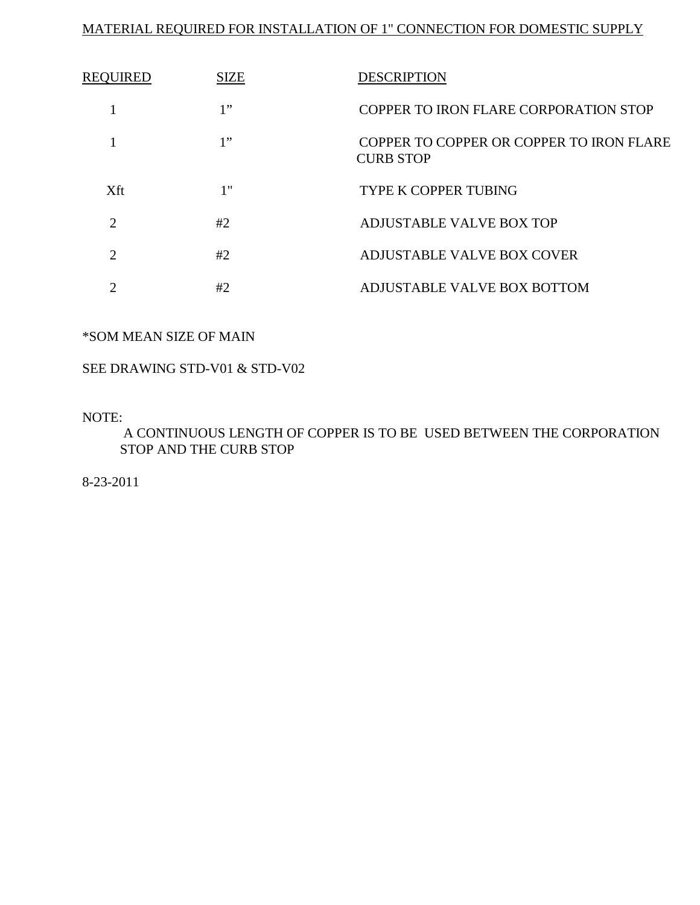MATERIAL REQUIRED FOR INSTALLATION OF 1" CONNECTION FOR DOMESTIC SUPPLY

| REQUIRED | SIZE | DESCRIPTION |
|---|---|---|
| 1 | 1” | COPPER TO IRON FLARE CORPORATION STOP |
| 1 | 1” | COPPER TO COPPER OR COPPER TO IRON FLARE CURB STOP |
| Xft | 1" | TYPE K COPPER TUBING |
| 2 | #2 | ADJUSTABLE VALVE BOX TOP |
| 2 | #2 | ADJUSTABLE VALVE BOX COVER |
| 2 | #2 | ADJUSTABLE VALVE BOX BOTTOM |

*SOM MEAN SIZE OF MAIN

SEE DRAWING STD-V01 & STD-V02

NOTE:

A CONTINUOUS LENGTH OF COPPER IS TO BE USED BETWEEN THE CORPORATION STOP AND THE CURB STOP

8-23-2011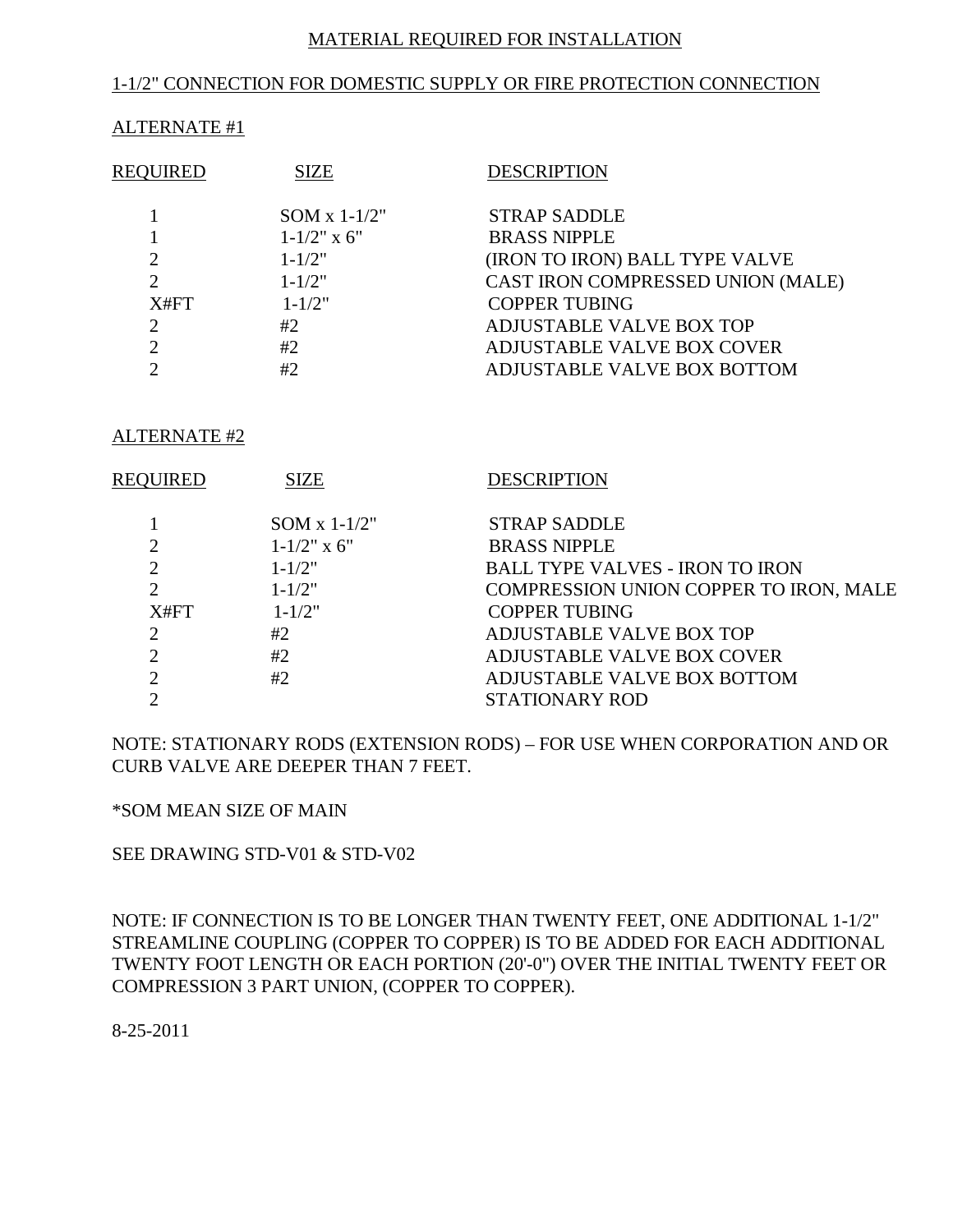## MATERIAL REQUIRED FOR INSTALLATION

### 1-1/2" CONNECTION FOR DOMESTIC SUPPLY OR FIRE PROTECTION CONNECTION

### ALTERNATE #1

| REQUIRED | SIZE | DESCRIPTION |
|---|---|---|
| 1 | SOM x 1-1/2" | STRAP SADDLE |
| 1 | 1-1/2" x 6" | BRASS NIPPLE |
| 2 | 1-1/2" | (IRON TO IRON) BALL TYPE VALVE |
| 2 | 1-1/2" | CAST IRON COMPRESSED UNION (MALE) |
| X#FT | 1-1/2" | COPPER TUBING |
| 2 | #2 | ADJUSTABLE VALVE BOX TOP |
| 2 | #2 | ADJUSTABLE VALVE BOX COVER |
| 2 | #2 | ADJUSTABLE VALVE BOX BOTTOM |

### ALTERNATE #2

| REQUIRED | SIZE | DESCRIPTION |
|---|---|---|
| 1 | SOM x 1-1/2" | STRAP SADDLE |
| 2 | 1-1/2" x 6" | BRASS NIPPLE |
| 2 | 1-1/2" | BALL TYPE VALVES - IRON TO IRON |
| 2 | 1-1/2" | COMPRESSION UNION COPPER TO IRON, MALE |
| X#FT | 1-1/2" | COPPER TUBING |
| 2 | #2 | ADJUSTABLE VALVE BOX TOP |
| 2 | #2 | ADJUSTABLE VALVE BOX COVER |
| 2 | #2 | ADJUSTABLE VALVE BOX BOTTOM |
| 2 | | STATIONARY ROD |

NOTE: STATIONARY RODS (EXTENSION RODS) – FOR USE WHEN CORPORATION AND OR CURB VALVE ARE DEEPER THAN 7 FEET.

*SOM MEAN SIZE OF MAIN

SEE DRAWING STD-V01 & STD-V02

NOTE: IF CONNECTION IS TO BE LONGER THAN TWENTY FEET, ONE ADDITIONAL 1-1/2" STREAMLINE COUPLING (COPPER TO COPPER) IS TO BE ADDED FOR EACH ADDITIONAL TWENTY FOOT LENGTH OR EACH PORTION (20'-0") OVER THE INITIAL TWENTY FEET OR COMPRESSION 3 PART UNION, (COPPER TO COPPER).

8-25-2011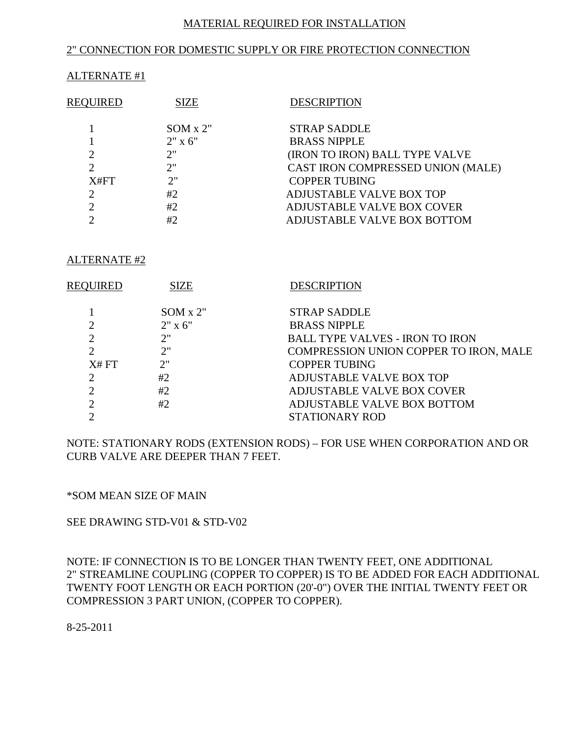# MATERIAL REQUIRED FOR INSTALLATION

## 2" CONNECTION FOR DOMESTIC SUPPLY OR FIRE PROTECTION CONNECTION

### ALTERNATE #1

| REQUIRED | SIZE | DESCRIPTION |
|---|---|---|
| 1 | SOM x 2" | STRAP SADDLE |
| 1 | 2" x 6" | BRASS NIPPLE |
| 2 | 2" | (IRON TO IRON) BALL TYPE VALVE |
| 2 | 2" | CAST IRON COMPRESSED UNION (MALE) |
| X#FT | 2" | COPPER TUBING |
| 2 | #2 | ADJUSTABLE VALVE BOX TOP |
| 2 | #2 | ADJUSTABLE VALVE BOX COVER |
| 2 | #2 | ADJUSTABLE VALVE BOX BOTTOM |

### ALTERNATE #2

| REQUIRED | SIZE | DESCRIPTION |
|---|---|---|
| 1 | SOM x 2" | STRAP SADDLE |
| 2 | 2" x 6" | BRASS NIPPLE |
| 2 | 2" | BALL TYPE VALVES - IRON TO IRON |
| 2 | 2" | COMPRESSION UNION COPPER TO IRON, MALE |
| X# FT | 2" | COPPER TUBING |
| 2 | #2 | ADJUSTABLE VALVE BOX TOP |
| 2 | #2 | ADJUSTABLE VALVE BOX COVER |
| 2 | #2 | ADJUSTABLE VALVE BOX BOTTOM |
| 2 | | STATIONARY ROD |

NOTE: STATIONARY RODS (EXTENSION RODS) – FOR USE WHEN CORPORATION AND OR CURB VALVE ARE DEEPER THAN 7 FEET.

*SOM MEAN SIZE OF MAIN

SEE DRAWING STD-V01 & STD-V02

NOTE: IF CONNECTION IS TO BE LONGER THAN TWENTY FEET, ONE ADDITIONAL 2" STREAMLINE COUPLING (COPPER TO COPPER) IS TO BE ADDED FOR EACH ADDITIONAL TWENTY FOOT LENGTH OR EACH PORTION (20'-0") OVER THE INITIAL TWENTY FEET OR COMPRESSION 3 PART UNION, (COPPER TO COPPER).

8-25-2011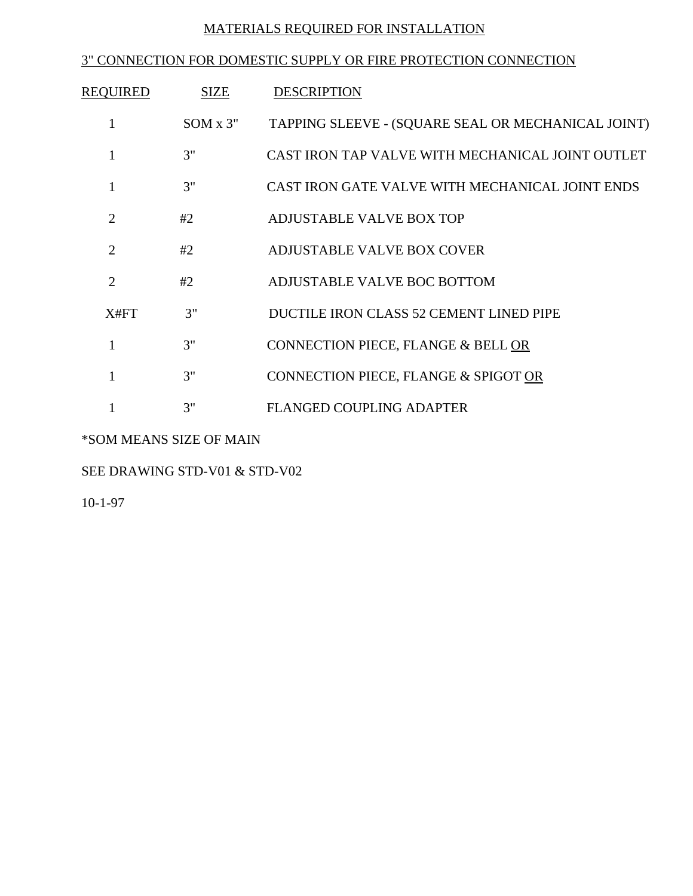## MATERIALS REQUIRED FOR INSTALLATION

### 3" CONNECTION FOR DOMESTIC SUPPLY OR FIRE PROTECTION CONNECTION

| REQUIRED | SIZE | DESCRIPTION |
|---|---|---|
| 1 | SOM x 3" | TAPPING SLEEVE - (SQUARE SEAL OR MECHANICAL JOINT) |
| 1 | 3" | CAST IRON TAP VALVE WITH MECHANICAL JOINT OUTLET |
| 1 | 3" | CAST IRON GATE VALVE WITH MECHANICAL JOINT ENDS |
| 2 | #2 | ADJUSTABLE VALVE BOX TOP |
| 2 | #2 | ADJUSTABLE VALVE BOX COVER |
| 2 | #2 | ADJUSTABLE VALVE BOC BOTTOM |
| X#FT | 3" | DUCTILE IRON CLASS 52 CEMENT LINED PIPE |
| 1 | 3" | CONNECTION PIECE, FLANGE & BELL OR |
| 1 | 3" | CONNECTION PIECE, FLANGE & SPIGOT OR |
| 1 | 3" | FLANGED COUPLING ADAPTER |

*SOM MEANS SIZE OF MAIN

SEE DRAWING STD-V01 & STD-V02

10-1-97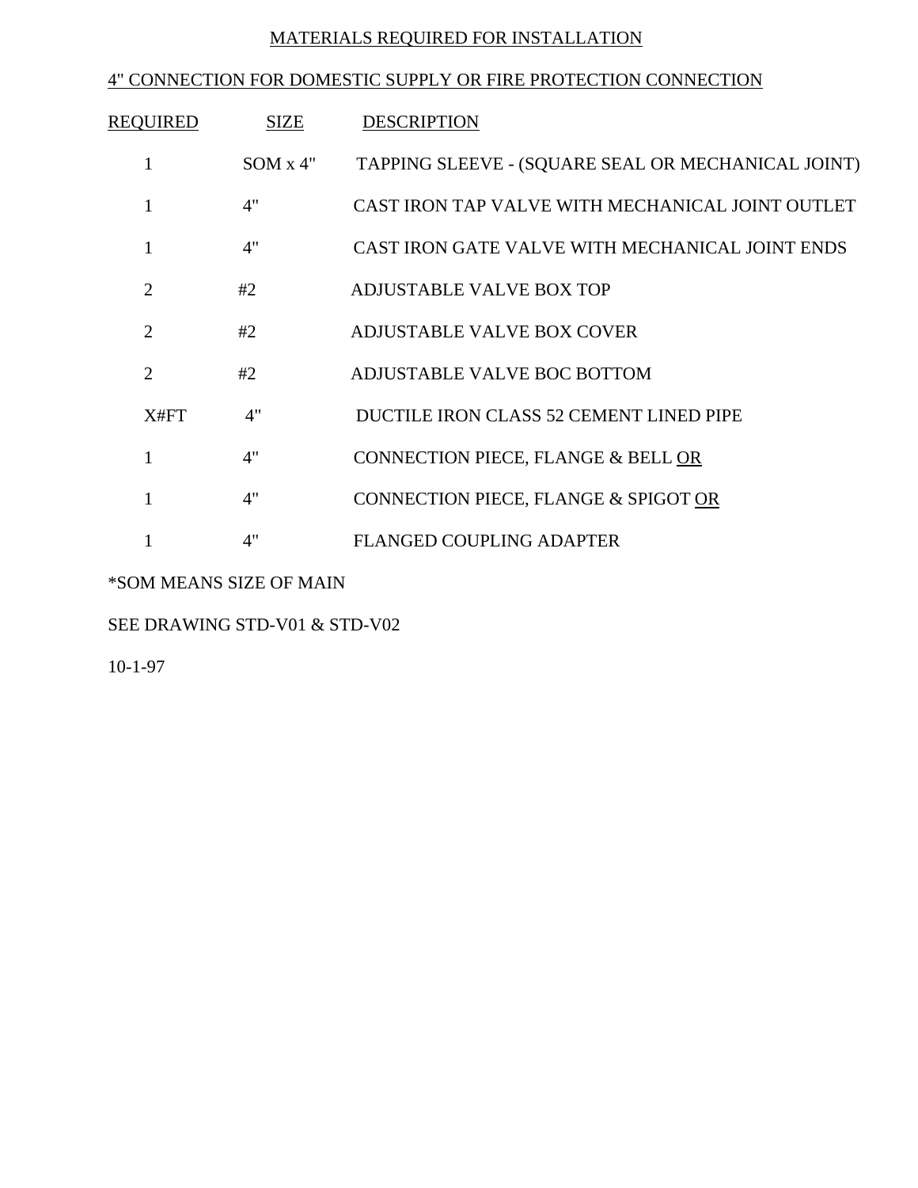MATERIALS REQUIRED FOR INSTALLATION

4" CONNECTION FOR DOMESTIC SUPPLY OR FIRE PROTECTION CONNECTION

| REQUIRED | SIZE | DESCRIPTION |
| --- | --- | --- |
| 1 | SOM x 4" | TAPPING SLEEVE - (SQUARE SEAL OR MECHANICAL JOINT) |
| 1 | 4" | CAST IRON TAP VALVE WITH MECHANICAL JOINT OUTLET |
| 1 | 4" | CAST IRON GATE VALVE WITH MECHANICAL JOINT ENDS |
| 2 | #2 | ADJUSTABLE VALVE BOX TOP |
| 2 | #2 | ADJUSTABLE VALVE BOX COVER |
| 2 | #2 | ADJUSTABLE VALVE BOC BOTTOM |
| X#FT | 4" | DUCTILE IRON CLASS 52 CEMENT LINED PIPE |
| 1 | 4" | CONNECTION PIECE, FLANGE & BELL OR |
| 1 | 4" | CONNECTION PIECE, FLANGE & SPIGOT OR |
| 1 | 4" | FLANGED COUPLING ADAPTER |

*SOM MEANS SIZE OF MAIN

SEE DRAWING STD-V01 & STD-V02

10-1-97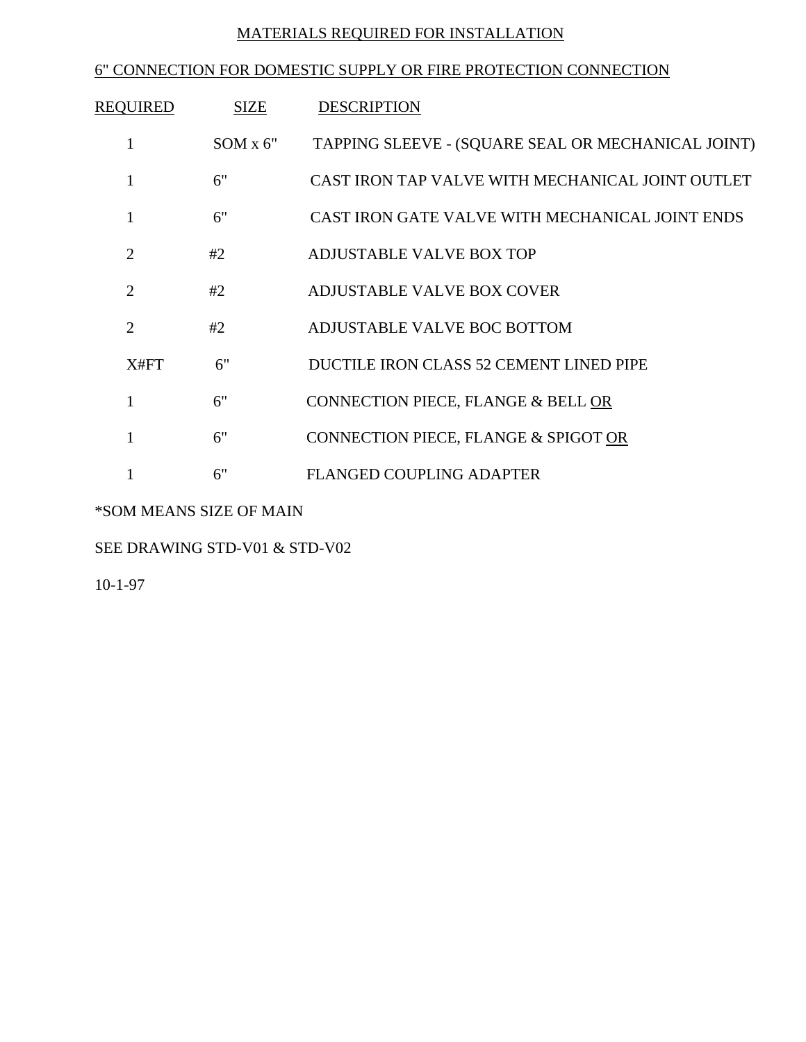# MATERIALS REQUIRED FOR INSTALLATION

## 6" CONNECTION FOR DOMESTIC SUPPLY OR FIRE PROTECTION CONNECTION

| REQUIRED | SIZE | DESCRIPTION |
|---|---|---|
| 1 | SOM x 6" | TAPPING SLEEVE - (SQUARE SEAL OR MECHANICAL JOINT) |
| 1 | 6" | CAST IRON TAP VALVE WITH MECHANICAL JOINT OUTLET |
| 1 | 6" | CAST IRON GATE VALVE WITH MECHANICAL JOINT ENDS |
| 2 | #2 | ADJUSTABLE VALVE BOX TOP |
| 2 | #2 | ADJUSTABLE VALVE BOX COVER |
| 2 | #2 | ADJUSTABLE VALVE BOC BOTTOM |
| X#FT | 6" | DUCTILE IRON CLASS 52 CEMENT LINED PIPE |
| 1 | 6" | CONNECTION PIECE, FLANGE & BELL OR |
| 1 | 6" | CONNECTION PIECE, FLANGE & SPIGOT OR |
| 1 | 6" | FLANGED COUPLING ADAPTER |

*SOM MEANS SIZE OF MAIN

SEE DRAWING STD-V01 & STD-V02

10-1-97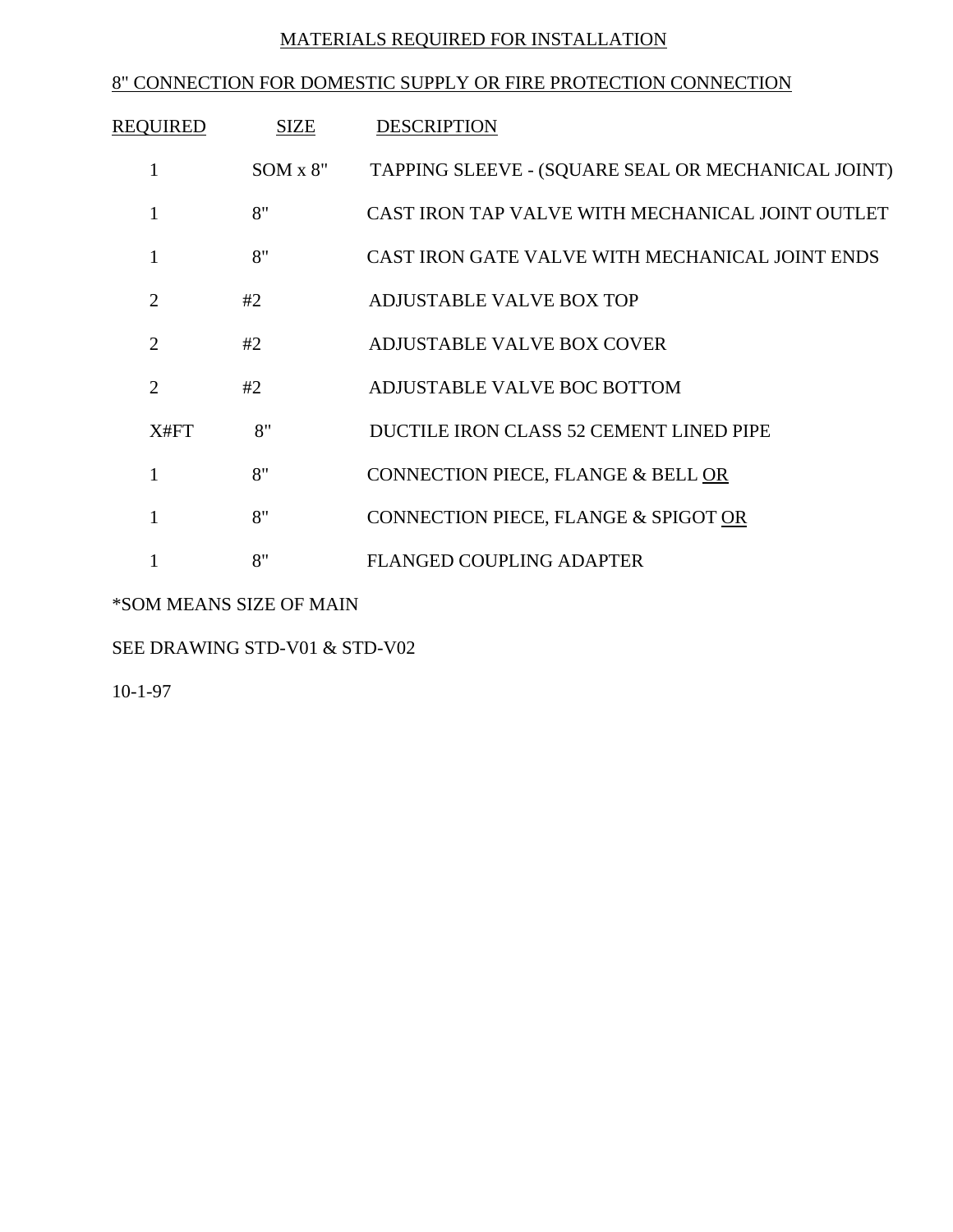# MATERIALS REQUIRED FOR INSTALLATION

## 8" CONNECTION FOR DOMESTIC SUPPLY OR FIRE PROTECTION CONNECTION

| REQUIRED | SIZE | DESCRIPTION |
|---|---|---|
| 1 | SOM x 8" | TAPPING SLEEVE - (SQUARE SEAL OR MECHANICAL JOINT) |
| 1 | 8" | CAST IRON TAP VALVE WITH MECHANICAL JOINT OUTLET |
| 1 | 8" | CAST IRON GATE VALVE WITH MECHANICAL JOINT ENDS |
| 2 | #2 | ADJUSTABLE VALVE BOX TOP |
| 2 | #2 | ADJUSTABLE VALVE BOX COVER |
| 2 | #2 | ADJUSTABLE VALVE BOC BOTTOM |
| X#FT | 8" | DUCTILE IRON CLASS 52 CEMENT LINED PIPE |
| 1 | 8" | CONNECTION PIECE, FLANGE & BELL <u>OR</u> |
| 1 | 8" | CONNECTION PIECE, FLANGE & SPIGOT <u>OR</u> |
| 1 | 8" | FLANGED COUPLING ADAPTER |

*SOM MEANS SIZE OF MAIN

SEE DRAWING STD-V01 & STD-V02

10-1-97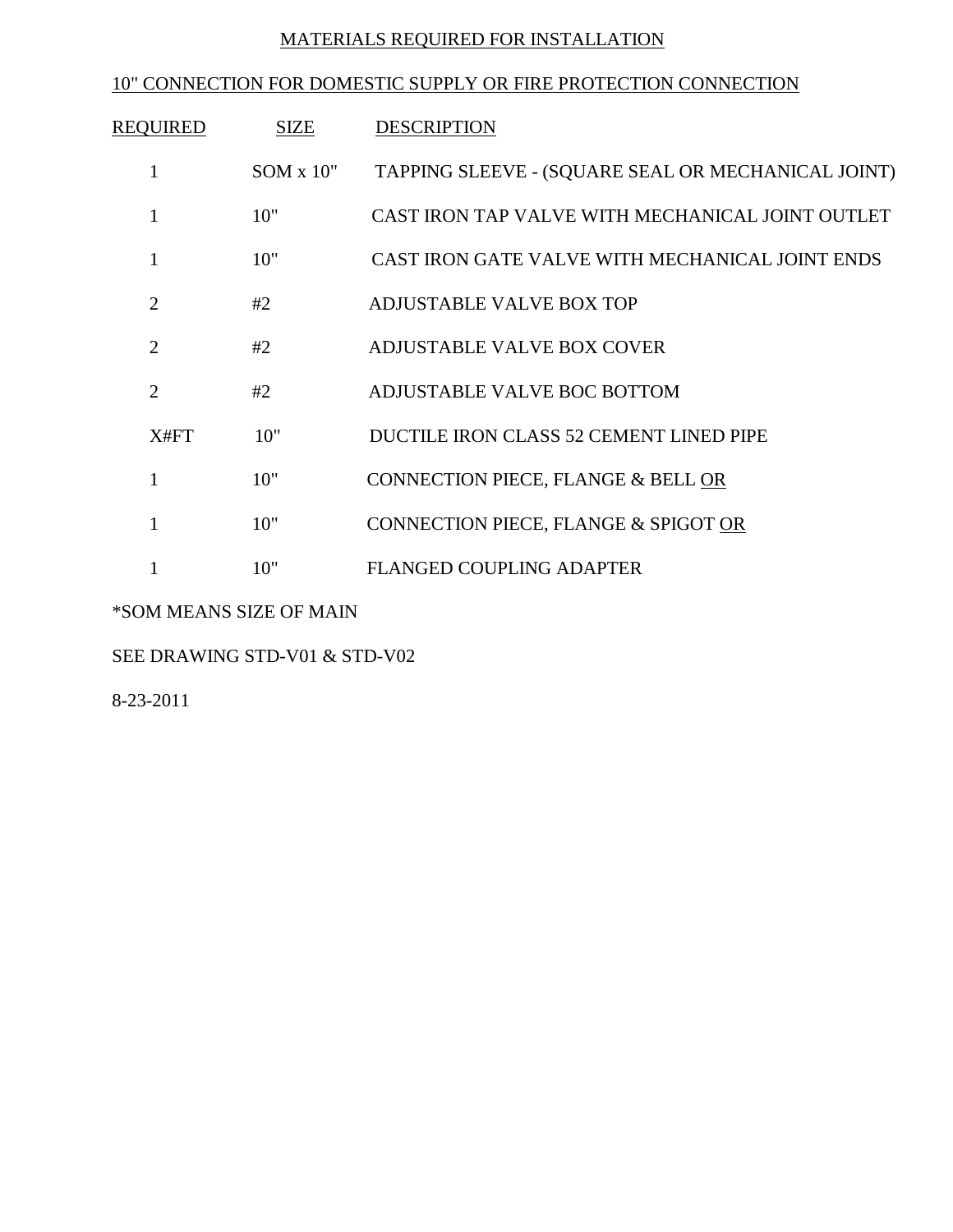# MATERIALS REQUIRED FOR INSTALLATION

## 10" CONNECTION FOR DOMESTIC SUPPLY OR FIRE PROTECTION CONNECTION

| REQUIRED | SIZE | DESCRIPTION |
|---|---|---|
| 1 | SOM x 10" | TAPPING SLEEVE - (SQUARE SEAL OR MECHANICAL JOINT) |
| 1 | 10" | CAST IRON TAP VALVE WITH MECHANICAL JOINT OUTLET |
| 1 | 10" | CAST IRON GATE VALVE WITH MECHANICAL JOINT ENDS |
| 2 | #2 | ADJUSTABLE VALVE BOX TOP |
| 2 | #2 | ADJUSTABLE VALVE BOX COVER |
| 2 | #2 | ADJUSTABLE VALVE BOC BOTTOM |
| X#FT | 10" | DUCTILE IRON CLASS 52 CEMENT LINED PIPE |
| 1 | 10" | CONNECTION PIECE, FLANGE & BELL OR |
| 1 | 10" | CONNECTION PIECE, FLANGE & SPIGOT OR |
| 1 | 10" | FLANGED COUPLING ADAPTER |

*SOM MEANS SIZE OF MAIN

SEE DRAWING STD-V01 & STD-V02

8-23-2011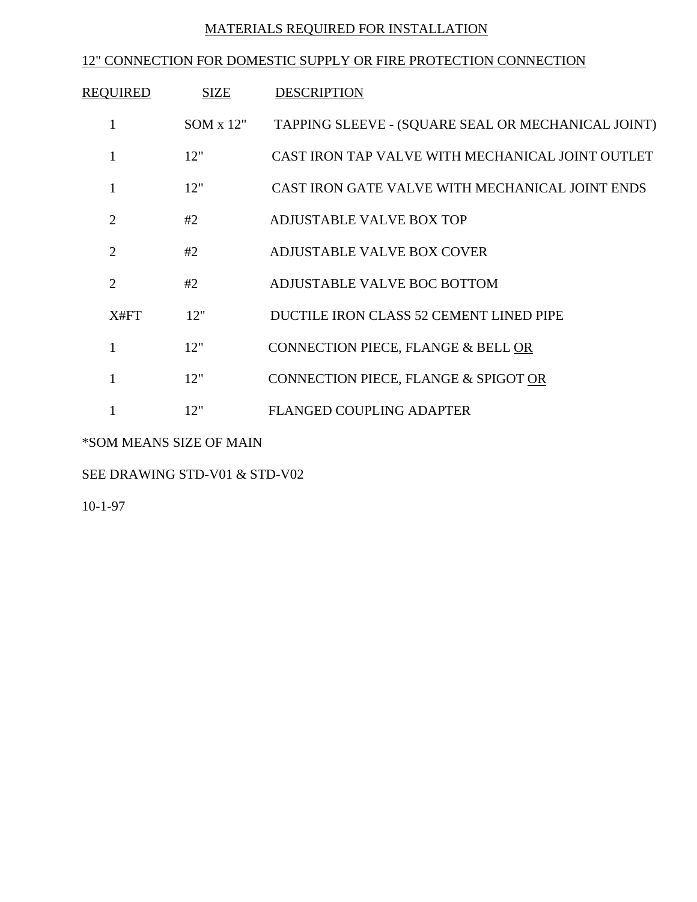## MATERIALS REQUIRED FOR INSTALLATION

### 12" CONNECTION FOR DOMESTIC SUPPLY OR FIRE PROTECTION CONNECTION

| REQUIRED | SIZE | DESCRIPTION |
|---|---|---|
| 1 | SOM x 12" | TAPPING SLEEVE - (SQUARE SEAL OR MECHANICAL JOINT) |
| 1 | 12" | CAST IRON TAP VALVE WITH MECHANICAL JOINT OUTLET |
| 1 | 12" | CAST IRON GATE VALVE WITH MECHANICAL JOINT ENDS |
| 2 | #2 | ADJUSTABLE VALVE BOX TOP |
| 2 | #2 | ADJUSTABLE VALVE BOX COVER |
| 2 | #2 | ADJUSTABLE VALVE BOC BOTTOM |
| X#FT | 12" | DUCTILE IRON CLASS 52 CEMENT LINED PIPE |
| 1 | 12" | CONNECTION PIECE, FLANGE & BELL OR |
| 1 | 12" | CONNECTION PIECE, FLANGE & SPIGOT OR |
| 1 | 12" | FLANGED COUPLING ADAPTER |

*SOM MEANS SIZE OF MAIN

SEE DRAWING STD-V01 & STD-V02

10-1-97